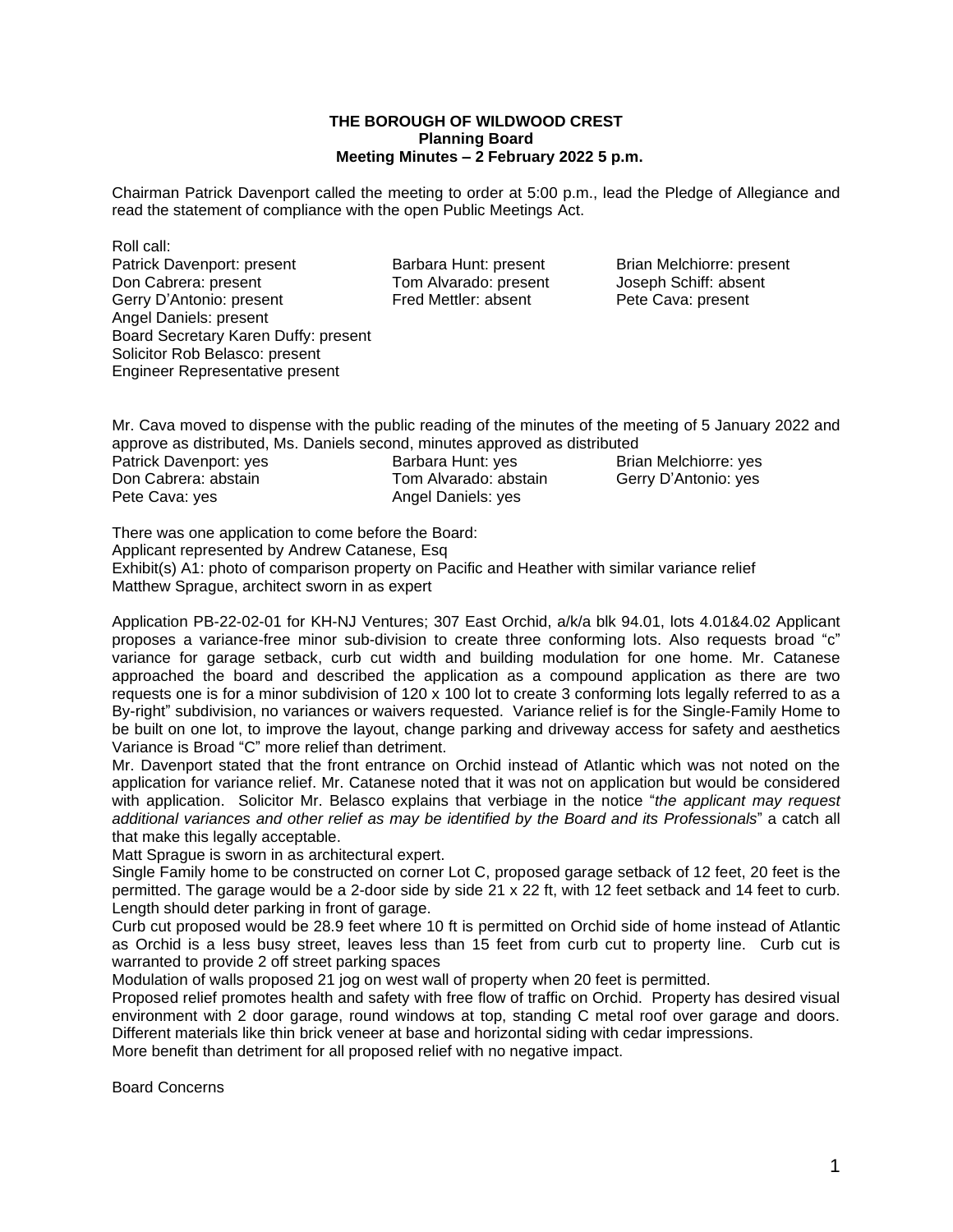**THE BOROUGH OF WILDWOOD CREST**
**Planning Board**
**Meeting Minutes – 2 February 2022 5 p.m.**

Chairman Patrick Davenport called the meeting to order at 5:00 p.m., lead the Pledge of Allegiance and read the statement of compliance with the open Public Meetings Act.

Roll call:

| | | |
|---|---|---|
| Patrick Davenport: present | Barbara Hunt: present | Brian Melchiorre: present |
| Don Cabrera: present | Tom Alvarado: present | Joseph Schiff: absent |
| Gerry D'Antonio: present | Fred Mettler: absent | Pete Cava: present |
| Angel Daniels: present | | |

Board Secretary Karen Duffy: present
Solicitor Rob Belasco: present
Engineer Representative present

Mr. Cava moved to dispense with the public reading of the minutes of the meeting of 5 January 2022 and approve as distributed, Ms. Daniels second, minutes approved as distributed

| | | |
|---|---|---|
| Patrick Davenport: yes | Barbara Hunt: yes | Brian Melchiorre: yes |
| Don Cabrera: abstain | Tom Alvarado: abstain | Gerry D'Antonio: yes |
| Pete Cava: yes | Angel Daniels: yes | |

There was one application to come before the Board:
Applicant represented by Andrew Catanese, Esq
Exhibit(s) A1: photo of comparison property on Pacific and Heather with similar variance relief
Matthew Sprague, architect sworn in as expert

Application PB-22-02-01 for KH-NJ Ventures; 307 East Orchid, a/k/a blk 94.01, lots 4.01&4.02 Applicant proposes a variance-free minor sub-division to create three conforming lots. Also requests broad "c" variance for garage setback, curb cut width and building modulation for one home. Mr. Catanese approached the board and described the application as a compound application as there are two requests one is for a minor subdivision of 120 x 100 lot to create 3 conforming lots legally referred to as a By-right" subdivision, no variances or waivers requested. Variance relief is for the Single-Family Home to be built on one lot, to improve the layout, change parking and driveway access for safety and aesthetics Variance is Broad "C" more relief than detriment.

Mr. Davenport stated that the front entrance on Orchid instead of Atlantic which was not noted on the application for variance relief. Mr. Catanese noted that it was not on application but would be considered with application. Solicitor Mr. Belasco explains that verbiage in the notice "*the applicant may request additional variances and other relief as may be identified by the Board and its Professionals*" a catch all that make this legally acceptable.

Matt Sprague is sworn in as architectural expert.

Single Family home to be constructed on corner Lot C, proposed garage setback of 12 feet, 20 feet is the permitted. The garage would be a 2-door side by side 21 x 22 ft, with 12 feet setback and 14 feet to curb. Length should deter parking in front of garage.

Curb cut proposed would be 28.9 feet where 10 ft is permitted on Orchid side of home instead of Atlantic as Orchid is a less busy street, leaves less than 15 feet from curb cut to property line. Curb cut is warranted to provide 2 off street parking spaces

Modulation of walls proposed 21 jog on west wall of property when 20 feet is permitted.

Proposed relief promotes health and safety with free flow of traffic on Orchid. Property has desired visual environment with 2 door garage, round windows at top, standing C metal roof over garage and doors. Different materials like thin brick veneer at base and horizontal siding with cedar impressions.

More benefit than detriment for all proposed relief with no negative impact.

Board Concerns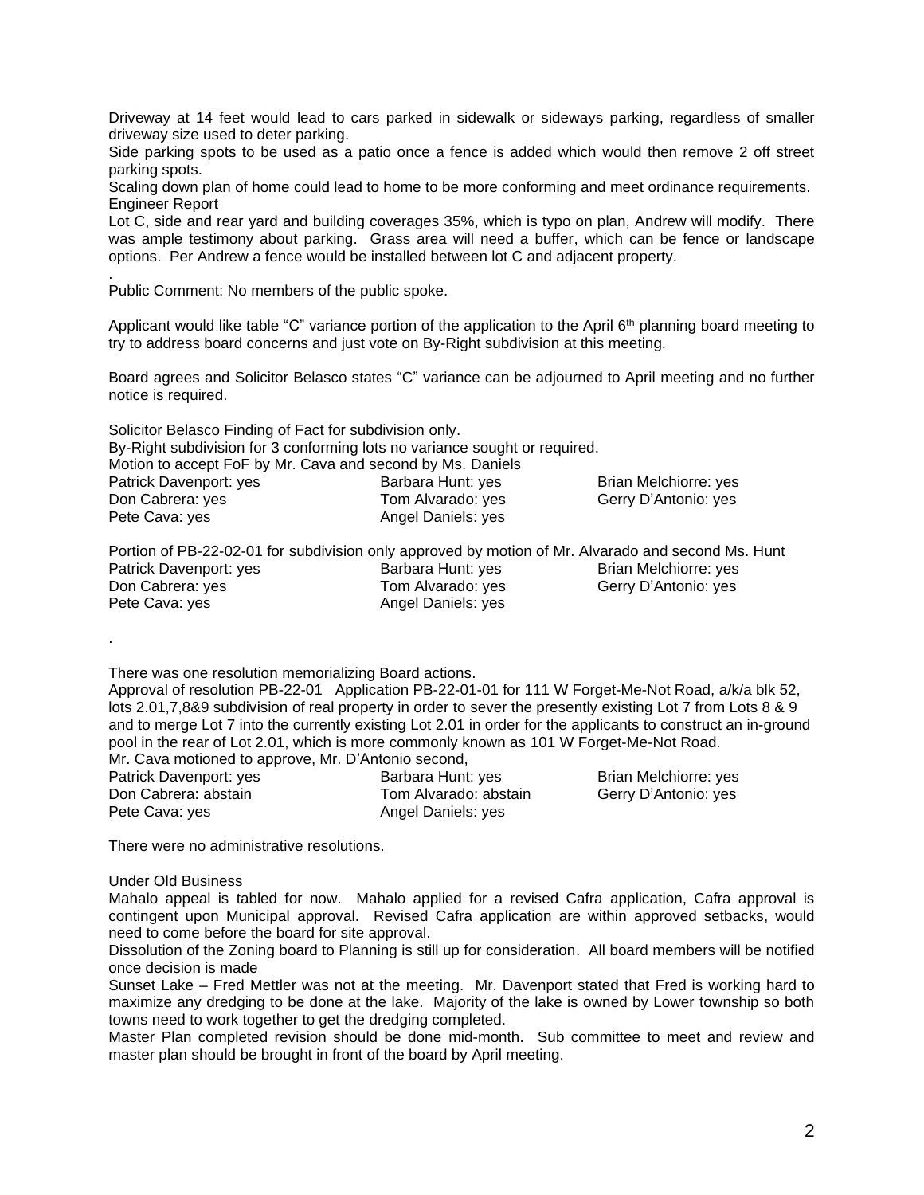Driveway at 14 feet would lead to cars parked in sidewalk or sideways parking, regardless of smaller driveway size used to deter parking.

Side parking spots to be used as a patio once a fence is added which would then remove 2 off street parking spots.

Scaling down plan of home could lead to home to be more conforming and meet ordinance requirements.

Engineer Report

Lot C, side and rear yard and building coverages 35%, which is typo on plan, Andrew will modify. There was ample testimony about parking. Grass area will need a buffer, which can be fence or landscape options. Per Andrew a fence would be installed between lot C and adjacent property.

.

Public Comment: No members of the public spoke.

Applicant would like table "C" variance portion of the application to the April 6th planning board meeting to try to address board concerns and just vote on By-Right subdivision at this meeting.

Board agrees and Solicitor Belasco states "C" variance can be adjourned to April meeting and no further notice is required.

Solicitor Belasco Finding of Fact for subdivision only.

By-Right subdivision for 3 conforming lots no variance sought or required.

Motion to accept FoF by Mr. Cava and second by Ms. Daniels

| | | |
|---|---|---|
| Patrick Davenport: yes | Barbara Hunt: yes | Brian Melchiorre: yes |
| Don Cabrera: yes | Tom Alvarado: yes | Gerry D'Antonio: yes |
| Pete Cava: yes | Angel Daniels: yes | |

Portion of PB-22-02-01 for subdivision only approved by motion of Mr. Alvarado and second Ms. Hunt

| | | |
|---|---|---|
| Patrick Davenport: yes | Barbara Hunt: yes | Brian Melchiorre: yes |
| Don Cabrera: yes | Tom Alvarado: yes | Gerry D'Antonio: yes |
| Pete Cava: yes | Angel Daniels: yes | |

.

There was one resolution memorializing Board actions.

Approval of resolution PB-22-01 Application PB-22-01-01 for 111 W Forget-Me-Not Road, a/k/a blk 52, lots 2.01,7,8&9 subdivision of real property in order to sever the presently existing Lot 7 from Lots 8 & 9 and to merge Lot 7 into the currently existing Lot 2.01 in order for the applicants to construct an in-ground pool in the rear of Lot 2.01, which is more commonly known as 101 W Forget-Me-Not Road.

Mr. Cava motioned to approve, Mr. D'Antonio second,

| | | |
|---|---|---|
| Patrick Davenport: yes | Barbara Hunt: yes | Brian Melchiorre: yes |
| Don Cabrera: abstain | Tom Alvarado: abstain | Gerry D'Antonio: yes |
| Pete Cava: yes | Angel Daniels: yes | |

There were no administrative resolutions.

Under Old Business

Mahalo appeal is tabled for now. Mahalo applied for a revised Cafra application, Cafra approval is contingent upon Municipal approval. Revised Cafra application are within approved setbacks, would need to come before the board for site approval.

Dissolution of the Zoning board to Planning is still up for consideration. All board members will be notified once decision is made

Sunset Lake – Fred Mettler was not at the meeting. Mr. Davenport stated that Fred is working hard to maximize any dredging to be done at the lake. Majority of the lake is owned by Lower township so both towns need to work together to get the dredging completed.

Master Plan completed revision should be done mid-month. Sub committee to meet and review and master plan should be brought in front of the board by April meeting.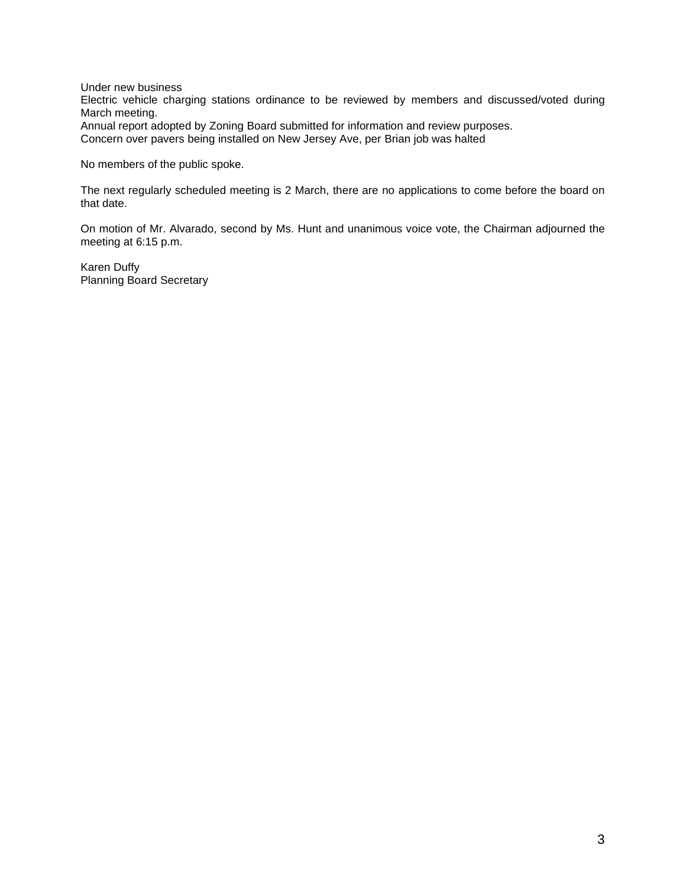Under new business

Electric vehicle charging stations ordinance to be reviewed by members and discussed/voted during March meeting.

Annual report adopted by Zoning Board submitted for information and review purposes.

Concern over pavers being installed on New Jersey Ave, per Brian job was halted

No members of the public spoke.

The next regularly scheduled meeting is 2 March, there are no applications to come before the board on that date.

On motion of Mr. Alvarado, second by Ms. Hunt and unanimous voice vote, the Chairman adjourned the meeting at 6:15 p.m.

Karen Duffy
Planning Board Secretary